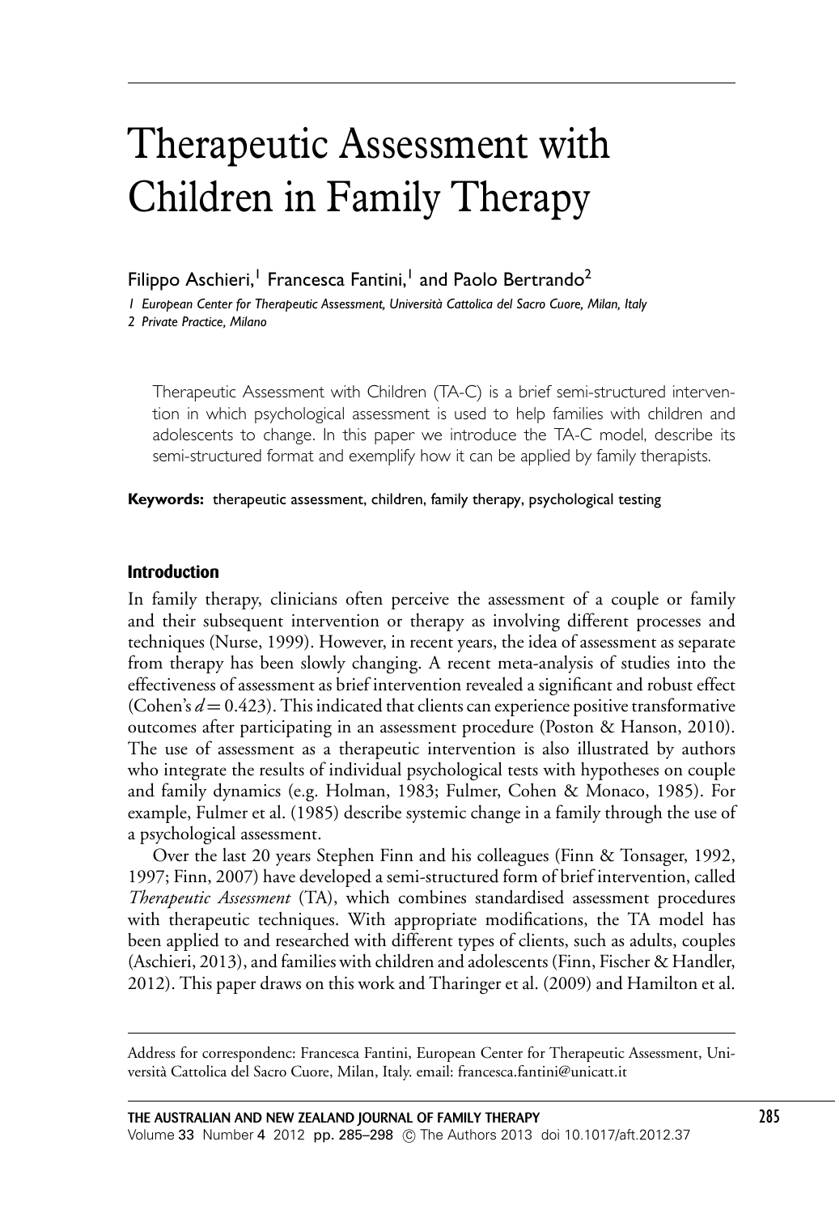# Therapeutic Assessment with Children in Family Therapy

Filippo Aschieri,[1] Francesca Fantini,[1] and Paolo Bertrando[2]

*1 European Center for Therapeutic Assessment, Università Cattolica del Sacro Cuore, Milan, Italy*
*2 Private Practice, Milano*

Therapeutic Assessment with Children (TA-C) is a brief semi-structured intervention in which psychological assessment is used to help families with children and adolescents to change. In this paper we introduce the TA-C model, describe its semi-structured format and exemplify how it can be applied by family therapists.

**Keywords:** therapeutic assessment, children, family therapy, psychological testing

## Introduction

In family therapy, clinicians often perceive the assessment of a couple or family and their subsequent intervention or therapy as involving different processes and techniques (Nurse, 1999). However, in recent years, the idea of assessment as separate from therapy has been slowly changing. A recent meta-analysis of studies into the effectiveness of assessment as brief intervention revealed a significant and robust effect (Cohen's $d = 0.423$). This indicated that clients can experience positive transformative outcomes after participating in an assessment procedure (Poston & Hanson, 2010). The use of assessment as a therapeutic intervention is also illustrated by authors who integrate the results of individual psychological tests with hypotheses on couple and family dynamics (e.g. Holman, 1983; Fulmer, Cohen & Monaco, 1985). For example, Fulmer et al. (1985) describe systemic change in a family through the use of a psychological assessment.

Over the last 20 years Stephen Finn and his colleagues (Finn & Tonsager, 1992, 1997; Finn, 2007) have developed a semi-structured form of brief intervention, called *Therapeutic Assessment* (TA), which combines standardised assessment procedures with therapeutic techniques. With appropriate modifications, the TA model has been applied to and researched with different types of clients, such as adults, couples (Aschieri, 2013), and families with children and adolescents (Finn, Fischer & Handler, 2012). This paper draws on this work and Tharinger et al. (2009) and Hamilton et al.

Address for correspondenc: Francesca Fantini, European Center for Therapeutic Assessment, Università Cattolica del Sacro Cuore, Milan, Italy. email: francesca.fantini@unicatt.it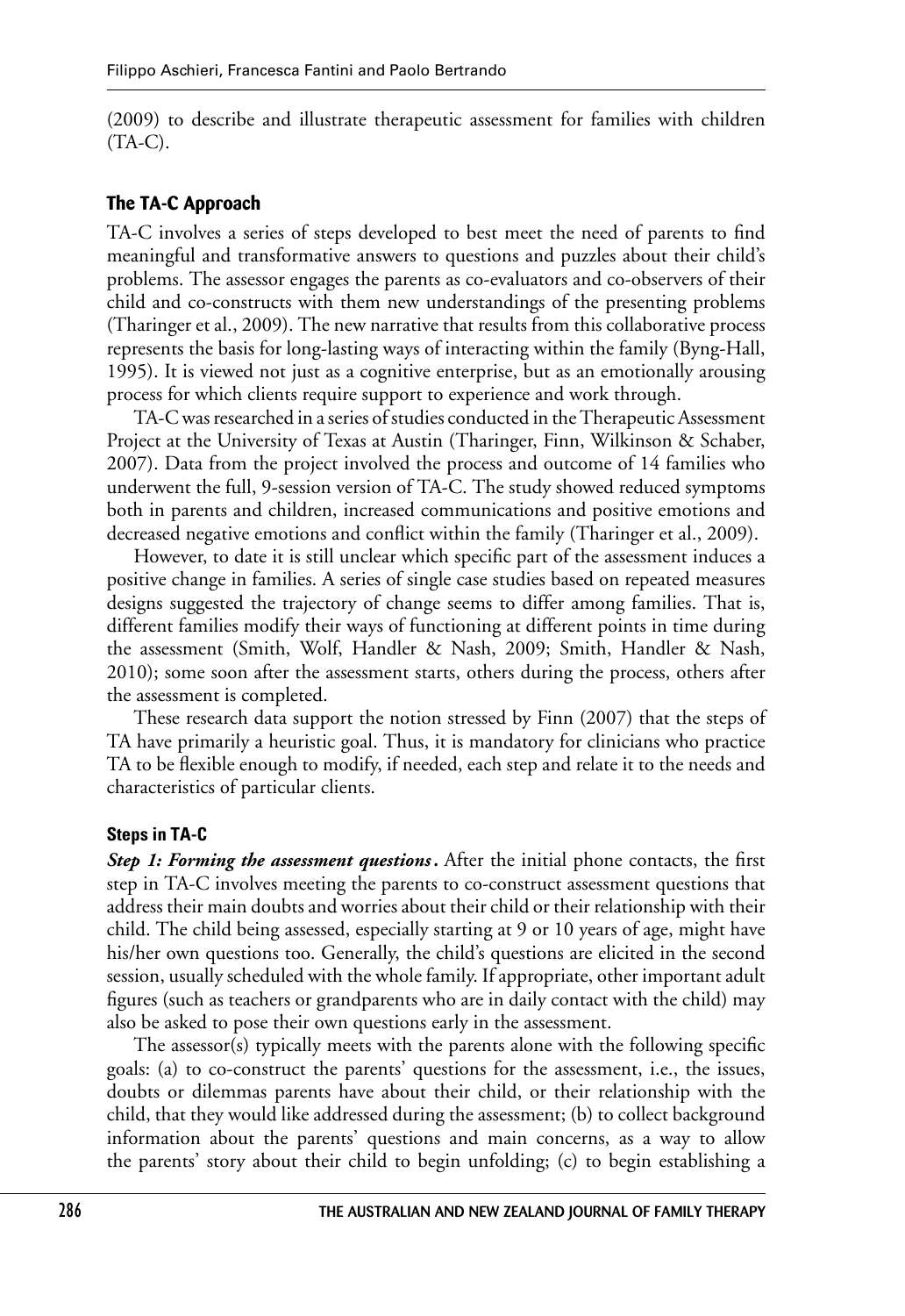(2009) to describe and illustrate therapeutic assessment for families with children (TA-C).

## The TA-C Approach

TA-C involves a series of steps developed to best meet the need of parents to find meaningful and transformative answers to questions and puzzles about their child's problems. The assessor engages the parents as co-evaluators and co-observers of their child and co-constructs with them new understandings of the presenting problems (Tharinger et al., 2009). The new narrative that results from this collaborative process represents the basis for long-lasting ways of interacting within the family (Byng-Hall, 1995). It is viewed not just as a cognitive enterprise, but as an emotionally arousing process for which clients require support to experience and work through.

TA-C was researched in a series of studies conducted in the Therapeutic Assessment Project at the University of Texas at Austin (Tharinger, Finn, Wilkinson & Schaber, 2007). Data from the project involved the process and outcome of 14 families who underwent the full, 9-session version of TA-C. The study showed reduced symptoms both in parents and children, increased communications and positive emotions and decreased negative emotions and conflict within the family (Tharinger et al., 2009).

However, to date it is still unclear which specific part of the assessment induces a positive change in families. A series of single case studies based on repeated measures designs suggested the trajectory of change seems to differ among families. That is, different families modify their ways of functioning at different points in time during the assessment (Smith, Wolf, Handler & Nash, 2009; Smith, Handler & Nash, 2010); some soon after the assessment starts, others during the process, others after the assessment is completed.

These research data support the notion stressed by Finn (2007) that the steps of TA have primarily a heuristic goal. Thus, it is mandatory for clinicians who practice TA to be flexible enough to modify, if needed, each step and relate it to the needs and characteristics of particular clients.

### Steps in TA-C

***Step 1: Forming the assessment questions*.** After the initial phone contacts, the first step in TA-C involves meeting the parents to co-construct assessment questions that address their main doubts and worries about their child or their relationship with their child. The child being assessed, especially starting at 9 or 10 years of age, might have his/her own questions too. Generally, the child's questions are elicited in the second session, usually scheduled with the whole family. If appropriate, other important adult figures (such as teachers or grandparents who are in daily contact with the child) may also be asked to pose their own questions early in the assessment.

The assessor(s) typically meets with the parents alone with the following specific goals: (a) to co-construct the parents' questions for the assessment, i.e., the issues, doubts or dilemmas parents have about their child, or their relationship with the child, that they would like addressed during the assessment; (b) to collect background information about the parents' questions and main concerns, as a way to allow the parents' story about their child to begin unfolding; (c) to begin establishing a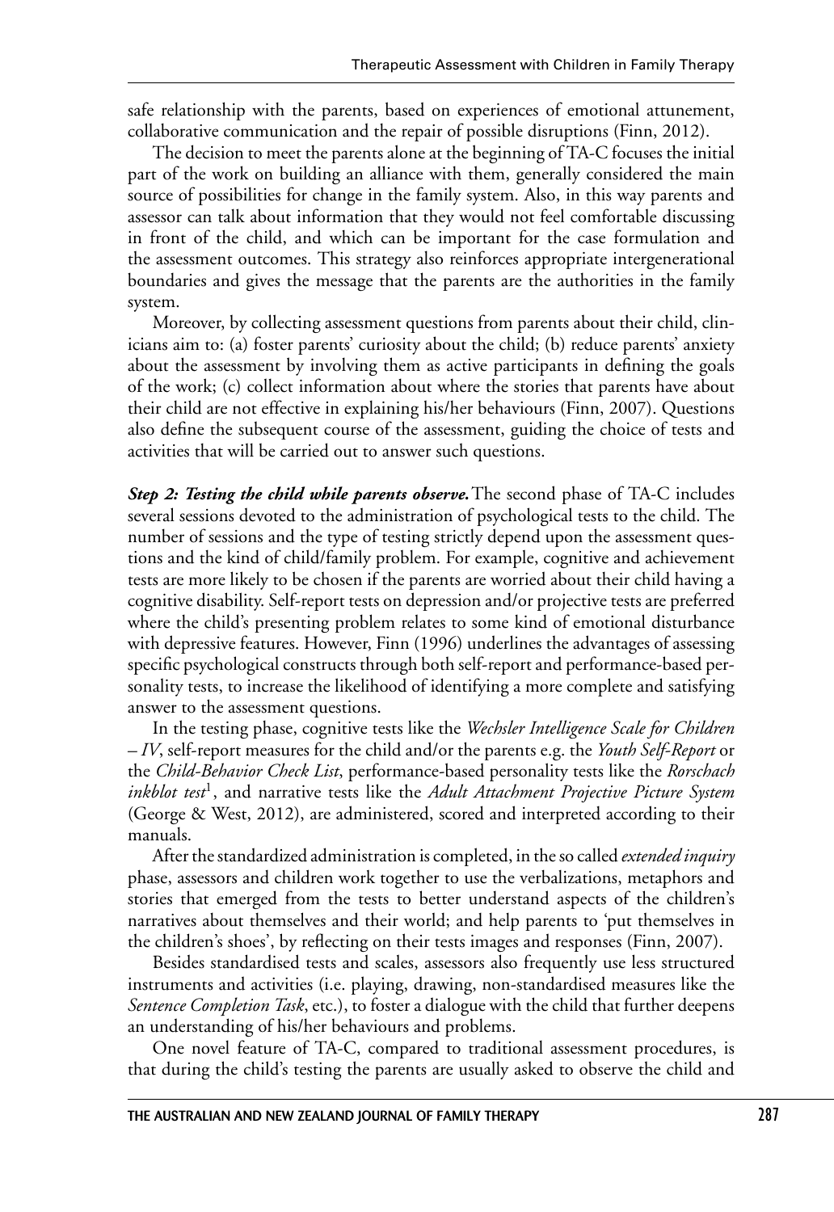safe relationship with the parents, based on experiences of emotional attunement, collaborative communication and the repair of possible disruptions (Finn, 2012).

The decision to meet the parents alone at the beginning of TA-C focuses the initial part of the work on building an alliance with them, generally considered the main source of possibilities for change in the family system. Also, in this way parents and assessor can talk about information that they would not feel comfortable discussing in front of the child, and which can be important for the case formulation and the assessment outcomes. This strategy also reinforces appropriate intergenerational boundaries and gives the message that the parents are the authorities in the family system.

Moreover, by collecting assessment questions from parents about their child, clinicians aim to: (a) foster parents' curiosity about the child; (b) reduce parents' anxiety about the assessment by involving them as active participants in defining the goals of the work; (c) collect information about where the stories that parents have about their child are not effective in explaining his/her behaviours (Finn, 2007). Questions also define the subsequent course of the assessment, guiding the choice of tests and activities that will be carried out to answer such questions.

***Step 2: Testing the child while parents observe.*** The second phase of TA-C includes several sessions devoted to the administration of psychological tests to the child. The number of sessions and the type of testing strictly depend upon the assessment questions and the kind of child/family problem. For example, cognitive and achievement tests are more likely to be chosen if the parents are worried about their child having a cognitive disability. Self-report tests on depression and/or projective tests are preferred where the child's presenting problem relates to some kind of emotional disturbance with depressive features. However, Finn (1996) underlines the advantages of assessing specific psychological constructs through both self-report and performance-based personality tests, to increase the likelihood of identifying a more complete and satisfying answer to the assessment questions.

In the testing phase, cognitive tests like the *Wechsler Intelligence Scale for Children – IV*, self-report measures for the child and/or the parents e.g. the *Youth Self-Report* or the *Child-Behavior Check List*, performance-based personality tests like the *Rorschach inkblot test*[1], and narrative tests like the *Adult Attachment Projective Picture System* (George & West, 2012), are administered, scored and interpreted according to their manuals.

After the standardized administration is completed, in the so called *extended inquiry* phase, assessors and children work together to use the verbalizations, metaphors and stories that emerged from the tests to better understand aspects of the children's narratives about themselves and their world; and help parents to 'put themselves in the children's shoes', by reflecting on their tests images and responses (Finn, 2007).

Besides standardised tests and scales, assessors also frequently use less structured instruments and activities (i.e. playing, drawing, non-standardised measures like the *Sentence Completion Task*, etc.), to foster a dialogue with the child that further deepens an understanding of his/her behaviours and problems.

One novel feature of TA-C, compared to traditional assessment procedures, is that during the child's testing the parents are usually asked to observe the child and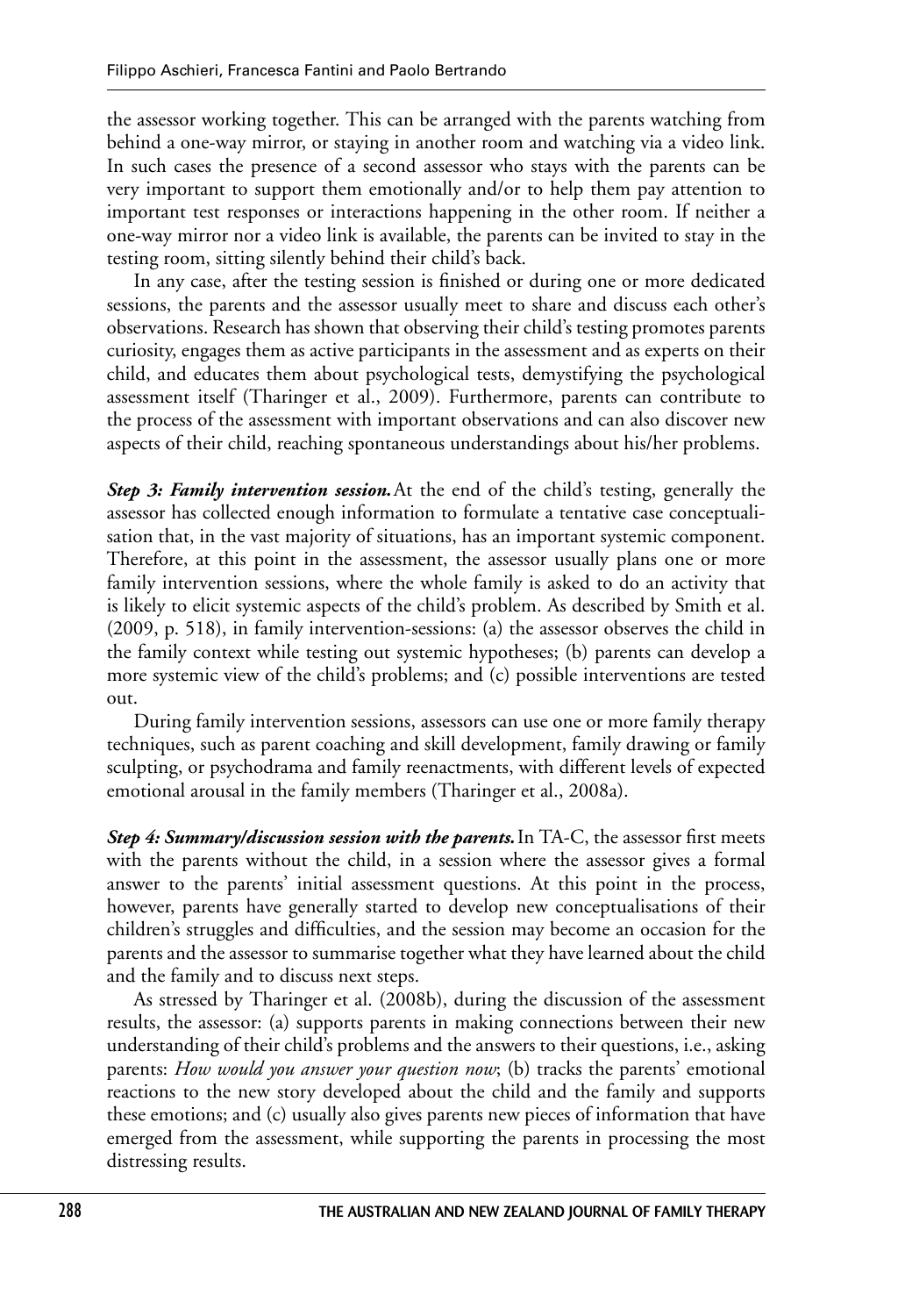the assessor working together. This can be arranged with the parents watching from behind a one-way mirror, or staying in another room and watching via a video link. In such cases the presence of a second assessor who stays with the parents can be very important to support them emotionally and/or to help them pay attention to important test responses or interactions happening in the other room. If neither a one-way mirror nor a video link is available, the parents can be invited to stay in the testing room, sitting silently behind their child's back.

In any case, after the testing session is finished or during one or more dedicated sessions, the parents and the assessor usually meet to share and discuss each other's observations. Research has shown that observing their child's testing promotes parents curiosity, engages them as active participants in the assessment and as experts on their child, and educates them about psychological tests, demystifying the psychological assessment itself (Tharinger et al., 2009). Furthermore, parents can contribute to the process of the assessment with important observations and can also discover new aspects of their child, reaching spontaneous understandings about his/her problems.

***Step 3: Family intervention session.*** At the end of the child's testing, generally the assessor has collected enough information to formulate a tentative case conceptualisation that, in the vast majority of situations, has an important systemic component. Therefore, at this point in the assessment, the assessor usually plans one or more family intervention sessions, where the whole family is asked to do an activity that is likely to elicit systemic aspects of the child's problem. As described by Smith et al. (2009, p. 518), in family intervention-sessions: (a) the assessor observes the child in the family context while testing out systemic hypotheses; (b) parents can develop a more systemic view of the child's problems; and (c) possible interventions are tested out.

During family intervention sessions, assessors can use one or more family therapy techniques, such as parent coaching and skill development, family drawing or family sculpting, or psychodrama and family reenactments, with different levels of expected emotional arousal in the family members (Tharinger et al., 2008a).

***Step 4: Summary/discussion session with the parents.*** In TA-C, the assessor first meets with the parents without the child, in a session where the assessor gives a formal answer to the parents' initial assessment questions. At this point in the process, however, parents have generally started to develop new conceptualisations of their children's struggles and difficulties, and the session may become an occasion for the parents and the assessor to summarise together what they have learned about the child and the family and to discuss next steps.

As stressed by Tharinger et al. (2008b), during the discussion of the assessment results, the assessor: (a) supports parents in making connections between their new understanding of their child's problems and the answers to their questions, i.e., asking parents: *How would you answer your question now*; (b) tracks the parents' emotional reactions to the new story developed about the child and the family and supports these emotions; and (c) usually also gives parents new pieces of information that have emerged from the assessment, while supporting the parents in processing the most distressing results.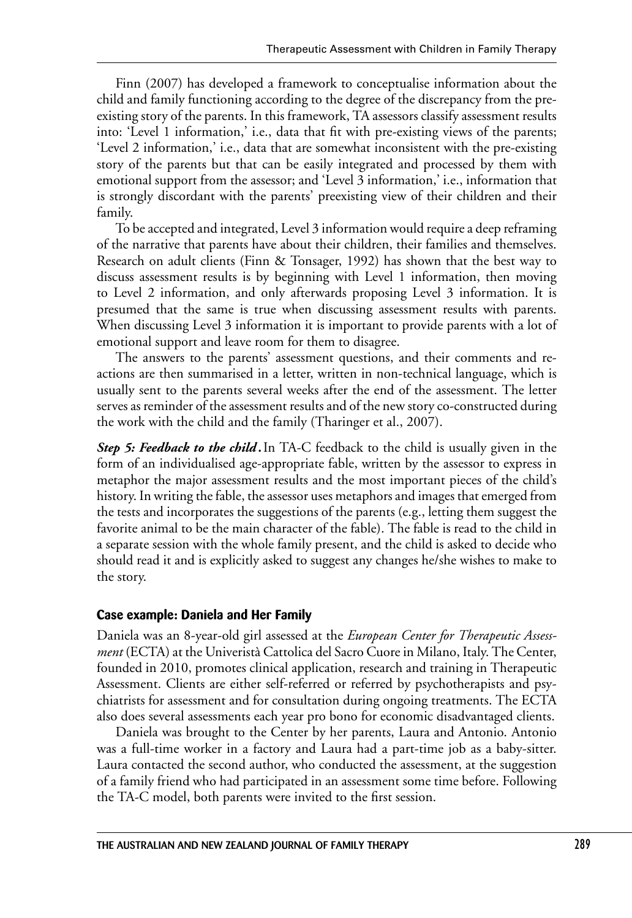Finn (2007) has developed a framework to conceptualise information about the child and family functioning according to the degree of the discrepancy from the pre-existing story of the parents. In this framework, TA assessors classify assessment results into: 'Level 1 information,' i.e., data that fit with pre-existing views of the parents; 'Level 2 information,' i.e., data that are somewhat inconsistent with the pre-existing story of the parents but that can be easily integrated and processed by them with emotional support from the assessor; and 'Level 3 information,' i.e., information that is strongly discordant with the parents' preexisting view of their children and their family.

To be accepted and integrated, Level 3 information would require a deep reframing of the narrative that parents have about their children, their families and themselves. Research on adult clients (Finn & Tonsager, 1992) has shown that the best way to discuss assessment results is by beginning with Level 1 information, then moving to Level 2 information, and only afterwards proposing Level 3 information. It is presumed that the same is true when discussing assessment results with parents. When discussing Level 3 information it is important to provide parents with a lot of emotional support and leave room for them to disagree.

The answers to the parents' assessment questions, and their comments and reactions are then summarised in a letter, written in non-technical language, which is usually sent to the parents several weeks after the end of the assessment. The letter serves as reminder of the assessment results and of the new story co-constructed during the work with the child and the family (Tharinger et al., 2007).

***Step 5: Feedback to the child*****.** In TA-C feedback to the child is usually given in the form of an individualised age-appropriate fable, written by the assessor to express in metaphor the major assessment results and the most important pieces of the child's history. In writing the fable, the assessor uses metaphors and images that emerged from the tests and incorporates the suggestions of the parents (e.g., letting them suggest the favorite animal to be the main character of the fable). The fable is read to the child in a separate session with the whole family present, and the child is asked to decide who should read it and is explicitly asked to suggest any changes he/she wishes to make to the story.

### Case example: Daniela and Her Family

Daniela was an 8-year-old girl assessed at the *European Center for Therapeutic Assessment* (ECTA) at the Univeristà Cattolica del Sacro Cuore in Milano, Italy. The Center, founded in 2010, promotes clinical application, research and training in Therapeutic Assessment. Clients are either self-referred or referred by psychotherapists and psychiatrists for assessment and for consultation during ongoing treatments. The ECTA also does several assessments each year pro bono for economic disadvantaged clients.

Daniela was brought to the Center by her parents, Laura and Antonio. Antonio was a full-time worker in a factory and Laura had a part-time job as a baby-sitter. Laura contacted the second author, who conducted the assessment, at the suggestion of a family friend who had participated in an assessment some time before. Following the TA-C model, both parents were invited to the first session.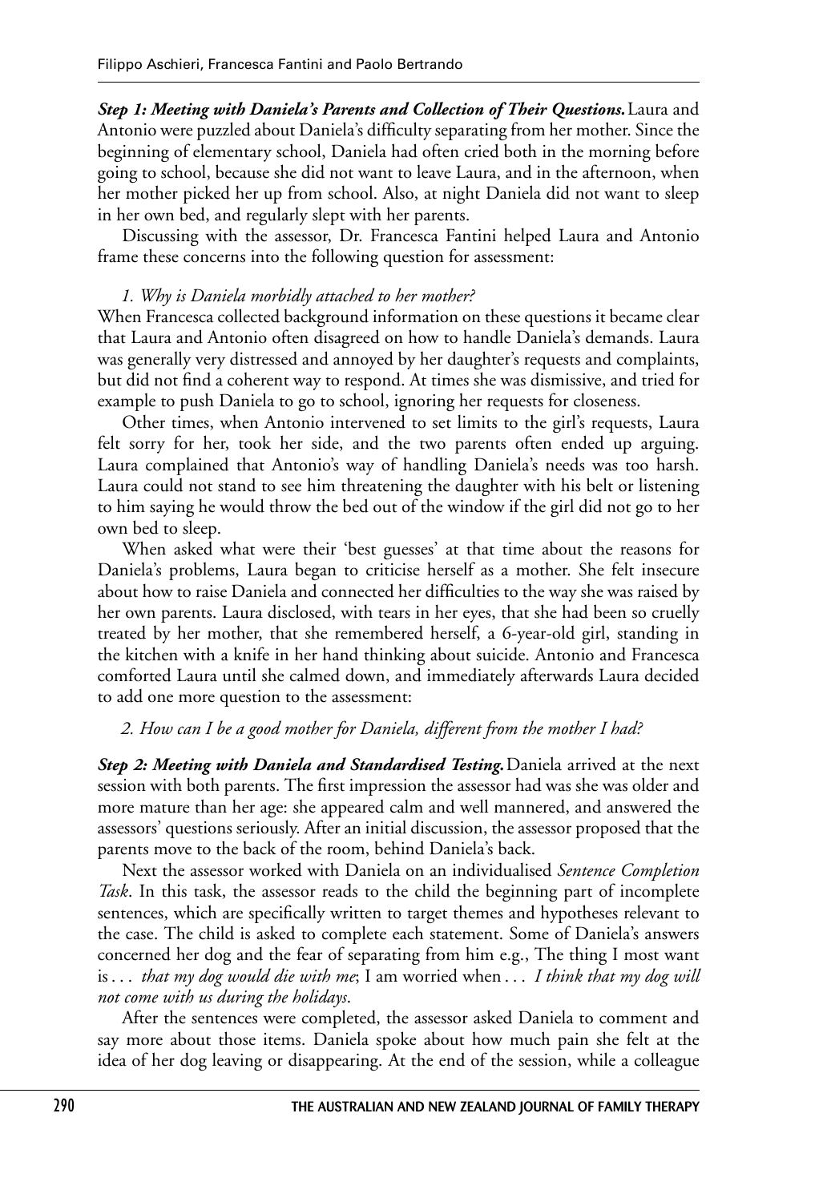***Step 1: Meeting with Daniela's Parents and Collection of Their Questions.*** Laura and Antonio were puzzled about Daniela's difficulty separating from her mother. Since the beginning of elementary school, Daniela had often cried both in the morning before going to school, because she did not want to leave Laura, and in the afternoon, when her mother picked her up from school. Also, at night Daniela did not want to sleep in her own bed, and regularly slept with her parents.

Discussing with the assessor, Dr. Francesca Fantini helped Laura and Antonio frame these concerns into the following question for assessment:

*1. Why is Daniela morbidly attached to her mother?*

When Francesca collected background information on these questions it became clear that Laura and Antonio often disagreed on how to handle Daniela's demands. Laura was generally very distressed and annoyed by her daughter's requests and complaints, but did not find a coherent way to respond. At times she was dismissive, and tried for example to push Daniela to go to school, ignoring her requests for closeness.

Other times, when Antonio intervened to set limits to the girl's requests, Laura felt sorry for her, took her side, and the two parents often ended up arguing. Laura complained that Antonio's way of handling Daniela's needs was too harsh. Laura could not stand to see him threatening the daughter with his belt or listening to him saying he would throw the bed out of the window if the girl did not go to her own bed to sleep.

When asked what were their 'best guesses' at that time about the reasons for Daniela's problems, Laura began to criticise herself as a mother. She felt insecure about how to raise Daniela and connected her difficulties to the way she was raised by her own parents. Laura disclosed, with tears in her eyes, that she had been so cruelly treated by her mother, that she remembered herself, a 6-year-old girl, standing in the kitchen with a knife in her hand thinking about suicide. Antonio and Francesca comforted Laura until she calmed down, and immediately afterwards Laura decided to add one more question to the assessment:

*2. How can I be a good mother for Daniela, different from the mother I had?*

***Step 2: Meeting with Daniela and Standardised Testing.*** Daniela arrived at the next session with both parents. The first impression the assessor had was she was older and more mature than her age: she appeared calm and well mannered, and answered the assessors' questions seriously. After an initial discussion, the assessor proposed that the parents move to the back of the room, behind Daniela's back.

Next the assessor worked with Daniela on an individualised *Sentence Completion Task*. In this task, the assessor reads to the child the beginning part of incomplete sentences, which are specifically written to target themes and hypotheses relevant to the case. The child is asked to complete each statement. Some of Daniela's answers concerned her dog and the fear of separating from him e.g., The thing I most want is . . . *that my dog would die with me*; I am worried when . . . *I think that my dog will not come with us during the holidays*.

After the sentences were completed, the assessor asked Daniela to comment and say more about those items. Daniela spoke about how much pain she felt at the idea of her dog leaving or disappearing. At the end of the session, while a colleague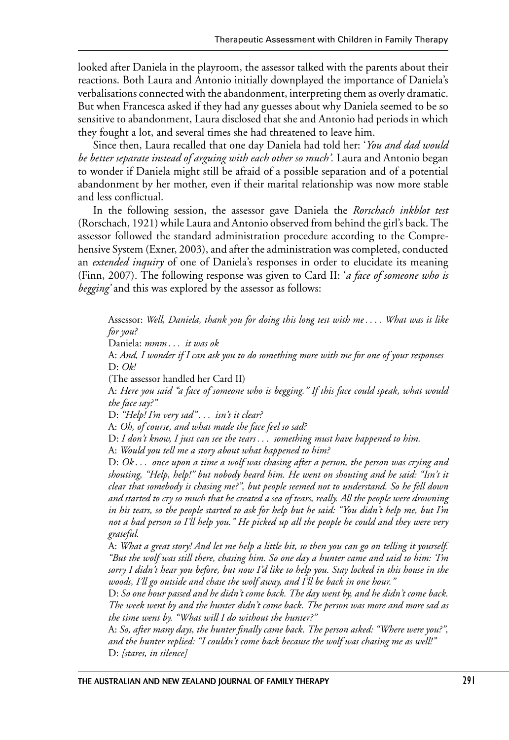looked after Daniela in the playroom, the assessor talked with the parents about their reactions. Both Laura and Antonio initially downplayed the importance of Daniela's verbalisations connected with the abandonment, interpreting them as overly dramatic. But when Francesca asked if they had any guesses about why Daniela seemed to be so sensitive to abandonment, Laura disclosed that she and Antonio had periods in which they fought a lot, and several times she had threatened to leave him.

Since then, Laura recalled that one day Daniela had told her: '*You and dad would be better separate instead of arguing with each other so much'.* Laura and Antonio began to wonder if Daniela might still be afraid of a possible separation and of a potential abandonment by her mother, even if their marital relationship was now more stable and less conflictual.

In the following session, the assessor gave Daniela the *Rorschach inkblot test* (Rorschach, 1921) while Laura and Antonio observed from behind the girl's back. The assessor followed the standard administration procedure according to the Comprehensive System (Exner, 2003), and after the administration was completed, conducted an *extended inquiry* of one of Daniela's responses in order to elucidate its meaning (Finn, 2007). The following response was given to Card II: '*a face of someone who is begging'* and this was explored by the assessor as follows:

> Assessor: *Well, Daniela, thank you for doing this long test with me . . . . What was it like for you?*
>
> Daniela: *mmm . . . it was ok*
>
> A: *And, I wonder if I can ask you to do something more with me for one of your responses*
>
> D: *Ok!*
>
> (The assessor handled her Card II)
>
> A: *Here you said "a face of someone who is begging." If this face could speak, what would the face say?"*
>
> D: *"Help! I'm very sad" . . . isn't it clear?*
>
> A: *Oh, of course, and what made the face feel so sad?*
>
> D: *I don't know, I just can see the tears . . . something must have happened to him.*
>
> A: *Would you tell me a story about what happened to him?*
>
> D: *Ok . . . once upon a time a wolf was chasing after a person, the person was crying and shouting, "Help, help!" but nobody heard him. He went on shouting and he said: "Isn't it clear that somebody is chasing me?", but people seemed not to understand. So he fell down and started to cry so much that he created a sea of tears, really. All the people were drowning in his tears, so the people started to ask for help but he said: "You didn't help me, but I'm not a bad person so I'll help you." He picked up all the people he could and they were very grateful.*
>
> A: *What a great story! And let me help a little bit, so then you can go on telling it yourself. "But the wolf was still there, chasing him. So one day a hunter came and said to him: 'I'm sorry I didn't hear you before, but now I'd like to help you. Stay locked in this house in the woods, I'll go outside and chase the wolf away, and I'll be back in one hour."*
>
> D: *So one hour passed and he didn't come back. The day went by, and he didn't come back. The week went by and the hunter didn't come back. The person was more and more sad as the time went by. "What will I do without the hunter?"*
>
> A: *So, after many days, the hunter finally came back. The person asked: "Where were you?", and the hunter replied: "I couldn't come back because the wolf was chasing me as well!"*
>
> D: *[stares, in silence]*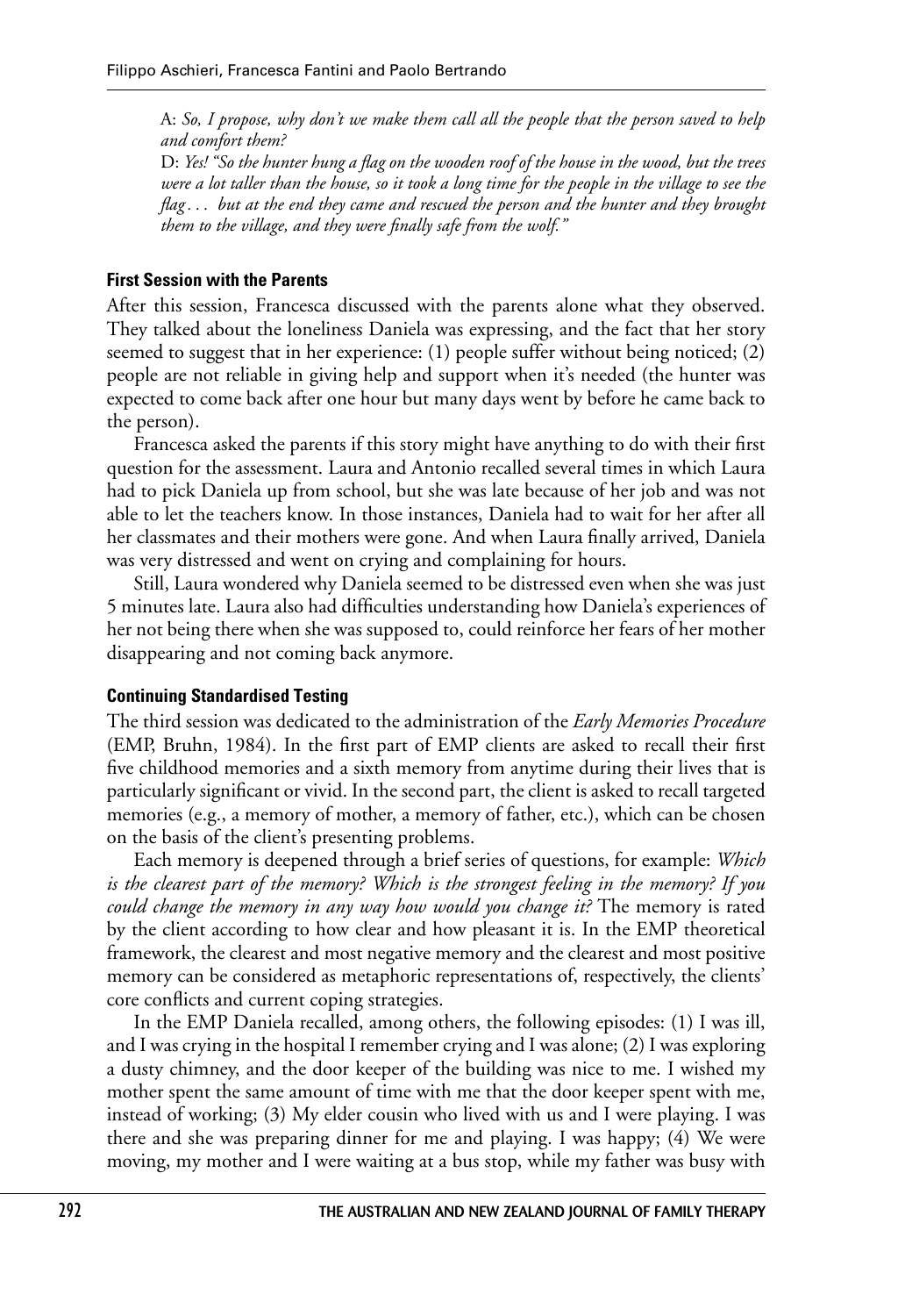A: *So, I propose, why don't we make them call all the people that the person saved to help and comfort them?*

D: *Yes! "So the hunter hung a flag on the wooden roof of the house in the wood, but the trees were a lot taller than the house, so it took a long time for the people in the village to see the flag . . . but at the end they came and rescued the person and the hunter and they brought them to the village, and they were finally safe from the wolf."*

#### First Session with the Parents

After this session, Francesca discussed with the parents alone what they observed. They talked about the loneliness Daniela was expressing, and the fact that her story seemed to suggest that in her experience: (1) people suffer without being noticed; (2) people are not reliable in giving help and support when it's needed (the hunter was expected to come back after one hour but many days went by before he came back to the person).

Francesca asked the parents if this story might have anything to do with their first question for the assessment. Laura and Antonio recalled several times in which Laura had to pick Daniela up from school, but she was late because of her job and was not able to let the teachers know. In those instances, Daniela had to wait for her after all her classmates and their mothers were gone. And when Laura finally arrived, Daniela was very distressed and went on crying and complaining for hours.

Still, Laura wondered why Daniela seemed to be distressed even when she was just 5 minutes late. Laura also had difficulties understanding how Daniela's experiences of her not being there when she was supposed to, could reinforce her fears of her mother disappearing and not coming back anymore.

#### Continuing Standardised Testing

The third session was dedicated to the administration of the *Early Memories Procedure* (EMP, Bruhn, 1984). In the first part of EMP clients are asked to recall their first five childhood memories and a sixth memory from anytime during their lives that is particularly significant or vivid. In the second part, the client is asked to recall targeted memories (e.g., a memory of mother, a memory of father, etc.), which can be chosen on the basis of the client's presenting problems.

Each memory is deepened through a brief series of questions, for example: *Which is the clearest part of the memory? Which is the strongest feeling in the memory? If you could change the memory in any way how would you change it?* The memory is rated by the client according to how clear and how pleasant it is. In the EMP theoretical framework, the clearest and most negative memory and the clearest and most positive memory can be considered as metaphoric representations of, respectively, the clients' core conflicts and current coping strategies.

In the EMP Daniela recalled, among others, the following episodes: (1) I was ill, and I was crying in the hospital I remember crying and I was alone; (2) I was exploring a dusty chimney, and the door keeper of the building was nice to me. I wished my mother spent the same amount of time with me that the door keeper spent with me, instead of working; (3) My elder cousin who lived with us and I were playing. I was there and she was preparing dinner for me and playing. I was happy; (4) We were moving, my mother and I were waiting at a bus stop, while my father was busy with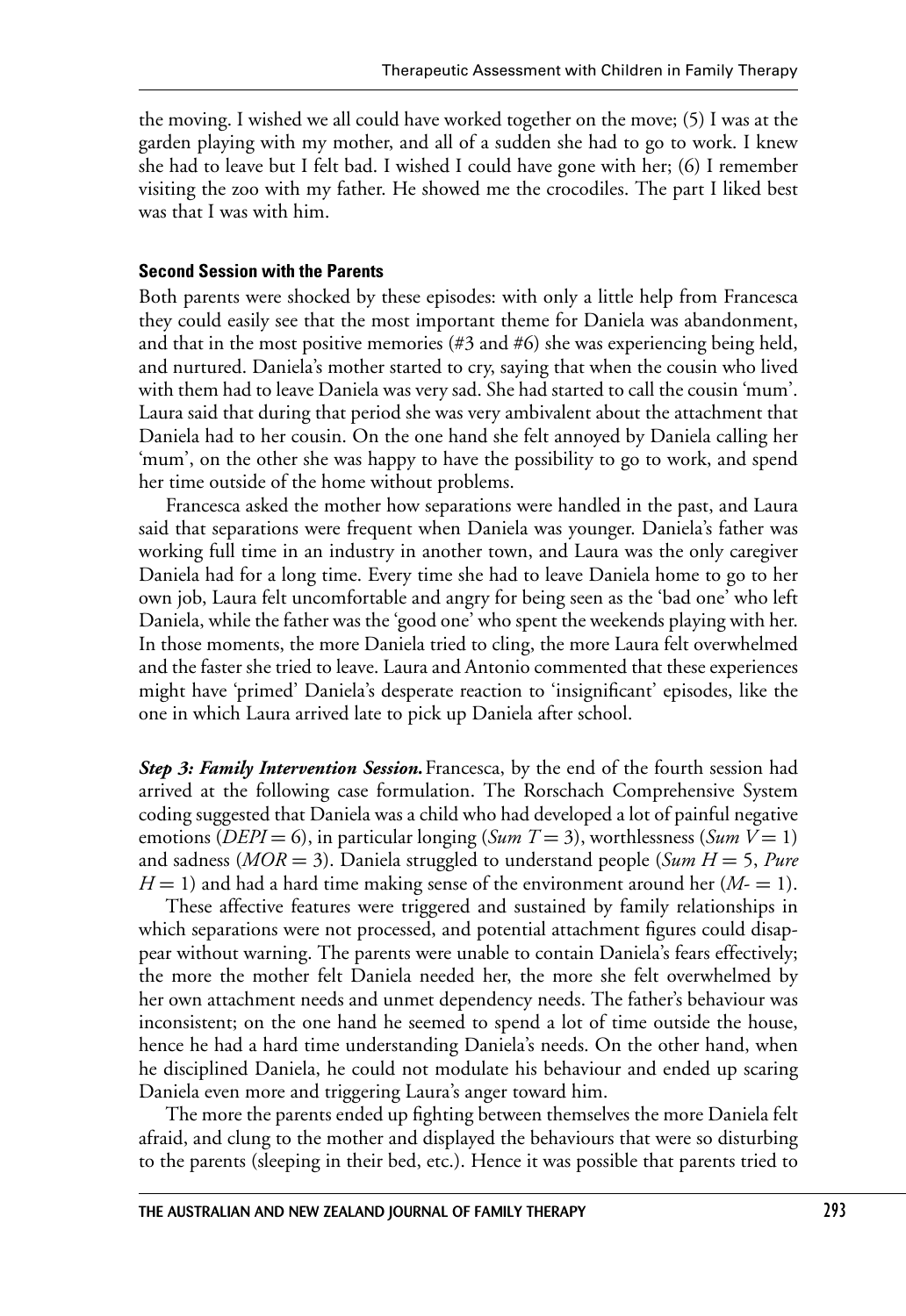the moving. I wished we all could have worked together on the move; (5) I was at the garden playing with my mother, and all of a sudden she had to go to work. I knew she had to leave but I felt bad. I wished I could have gone with her; (6) I remember visiting the zoo with my father. He showed me the crocodiles. The part I liked best was that I was with him.

#### Second Session with the Parents

Both parents were shocked by these episodes: with only a little help from Francesca they could easily see that the most important theme for Daniela was abandonment, and that in the most positive memories (#3 and #6) she was experiencing being held, and nurtured. Daniela's mother started to cry, saying that when the cousin who lived with them had to leave Daniela was very sad. She had started to call the cousin 'mum'. Laura said that during that period she was very ambivalent about the attachment that Daniela had to her cousin. On the one hand she felt annoyed by Daniela calling her 'mum', on the other she was happy to have the possibility to go to work, and spend her time outside of the home without problems.

Francesca asked the mother how separations were handled in the past, and Laura said that separations were frequent when Daniela was younger. Daniela's father was working full time in an industry in another town, and Laura was the only caregiver Daniela had for a long time. Every time she had to leave Daniela home to go to her own job, Laura felt uncomfortable and angry for being seen as the 'bad one' who left Daniela, while the father was the 'good one' who spent the weekends playing with her. In those moments, the more Daniela tried to cling, the more Laura felt overwhelmed and the faster she tried to leave. Laura and Antonio commented that these experiences might have 'primed' Daniela's desperate reaction to 'insignificant' episodes, like the one in which Laura arrived late to pick up Daniela after school.

***Step 3: Family Intervention Session.*** Francesca, by the end of the fourth session had arrived at the following case formulation. The Rorschach Comprehensive System coding suggested that Daniela was a child who had developed a lot of painful negative emotions (*DEPI* = 6), in particular longing (*Sum T* = 3), worthlessness (*Sum V* = 1) and sadness (*MOR* = 3). Daniela struggled to understand people (*Sum H* = 5, *Pure H* = 1) and had a hard time making sense of the environment around her (*M-* = 1).

These affective features were triggered and sustained by family relationships in which separations were not processed, and potential attachment figures could disappear without warning. The parents were unable to contain Daniela's fears effectively; the more the mother felt Daniela needed her, the more she felt overwhelmed by her own attachment needs and unmet dependency needs. The father's behaviour was inconsistent; on the one hand he seemed to spend a lot of time outside the house, hence he had a hard time understanding Daniela's needs. On the other hand, when he disciplined Daniela, he could not modulate his behaviour and ended up scaring Daniela even more and triggering Laura's anger toward him.

The more the parents ended up fighting between themselves the more Daniela felt afraid, and clung to the mother and displayed the behaviours that were so disturbing to the parents (sleeping in their bed, etc.). Hence it was possible that parents tried to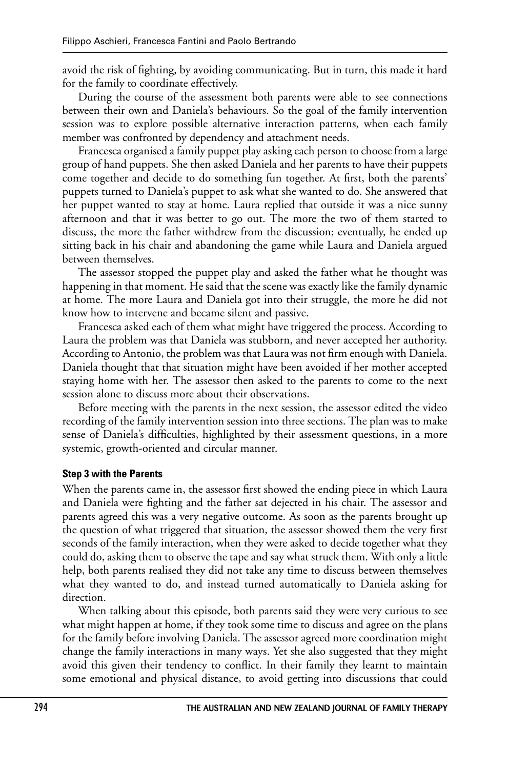avoid the risk of fighting, by avoiding communicating. But in turn, this made it hard for the family to coordinate effectively.

During the course of the assessment both parents were able to see connections between their own and Daniela's behaviours. So the goal of the family intervention session was to explore possible alternative interaction patterns, when each family member was confronted by dependency and attachment needs.

Francesca organised a family puppet play asking each person to choose from a large group of hand puppets. She then asked Daniela and her parents to have their puppets come together and decide to do something fun together. At first, both the parents' puppets turned to Daniela's puppet to ask what she wanted to do. She answered that her puppet wanted to stay at home. Laura replied that outside it was a nice sunny afternoon and that it was better to go out. The more the two of them started to discuss, the more the father withdrew from the discussion; eventually, he ended up sitting back in his chair and abandoning the game while Laura and Daniela argued between themselves.

The assessor stopped the puppet play and asked the father what he thought was happening in that moment. He said that the scene was exactly like the family dynamic at home. The more Laura and Daniela got into their struggle, the more he did not know how to intervene and became silent and passive.

Francesca asked each of them what might have triggered the process. According to Laura the problem was that Daniela was stubborn, and never accepted her authority. According to Antonio, the problem was that Laura was not firm enough with Daniela. Daniela thought that that situation might have been avoided if her mother accepted staying home with her. The assessor then asked to the parents to come to the next session alone to discuss more about their observations.

Before meeting with the parents in the next session, the assessor edited the video recording of the family intervention session into three sections. The plan was to make sense of Daniela's difficulties, highlighted by their assessment questions, in a more systemic, growth-oriented and circular manner.

### Step 3 with the Parents

When the parents came in, the assessor first showed the ending piece in which Laura and Daniela were fighting and the father sat dejected in his chair. The assessor and parents agreed this was a very negative outcome. As soon as the parents brought up the question of what triggered that situation, the assessor showed them the very first seconds of the family interaction, when they were asked to decide together what they could do, asking them to observe the tape and say what struck them. With only a little help, both parents realised they did not take any time to discuss between themselves what they wanted to do, and instead turned automatically to Daniela asking for direction.

When talking about this episode, both parents said they were very curious to see what might happen at home, if they took some time to discuss and agree on the plans for the family before involving Daniela. The assessor agreed more coordination might change the family interactions in many ways. Yet she also suggested that they might avoid this given their tendency to conflict. In their family they learnt to maintain some emotional and physical distance, to avoid getting into discussions that could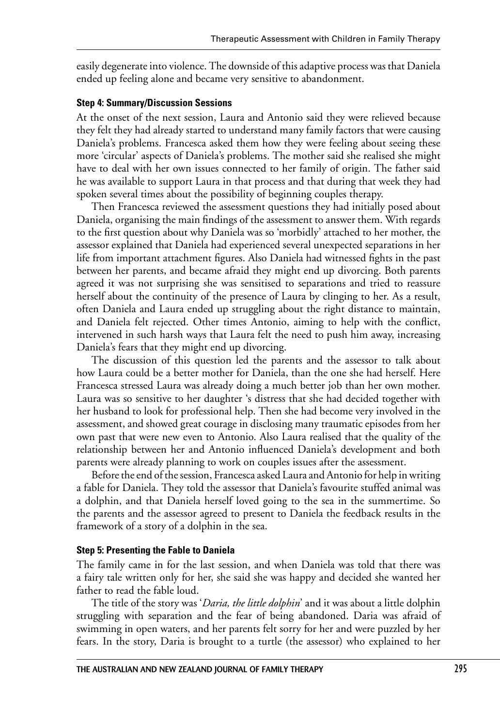easily degenerate into violence. The downside of this adaptive process was that Daniela ended up feeling alone and became very sensitive to abandonment.

### Step 4: Summary/Discussion Sessions

At the onset of the next session, Laura and Antonio said they were relieved because they felt they had already started to understand many family factors that were causing Daniela's problems. Francesca asked them how they were feeling about seeing these more 'circular' aspects of Daniela's problems. The mother said she realised she might have to deal with her own issues connected to her family of origin. The father said he was available to support Laura in that process and that during that week they had spoken several times about the possibility of beginning couples therapy.

Then Francesca reviewed the assessment questions they had initially posed about Daniela, organising the main findings of the assessment to answer them. With regards to the first question about why Daniela was so 'morbidly' attached to her mother, the assessor explained that Daniela had experienced several unexpected separations in her life from important attachment figures. Also Daniela had witnessed fights in the past between her parents, and became afraid they might end up divorcing. Both parents agreed it was not surprising she was sensitised to separations and tried to reassure herself about the continuity of the presence of Laura by clinging to her. As a result, often Daniela and Laura ended up struggling about the right distance to maintain, and Daniela felt rejected. Other times Antonio, aiming to help with the conflict, intervened in such harsh ways that Laura felt the need to push him away, increasing Daniela's fears that they might end up divorcing.

The discussion of this question led the parents and the assessor to talk about how Laura could be a better mother for Daniela, than the one she had herself. Here Francesca stressed Laura was already doing a much better job than her own mother. Laura was so sensitive to her daughter 's distress that she had decided together with her husband to look for professional help. Then she had become very involved in the assessment, and showed great courage in disclosing many traumatic episodes from her own past that were new even to Antonio. Also Laura realised that the quality of the relationship between her and Antonio influenced Daniela's development and both parents were already planning to work on couples issues after the assessment.

Before the end of the session, Francesca asked Laura and Antonio for help in writing a fable for Daniela. They told the assessor that Daniela's favourite stuffed animal was a dolphin, and that Daniela herself loved going to the sea in the summertime. So the parents and the assessor agreed to present to Daniela the feedback results in the framework of a story of a dolphin in the sea.

### Step 5: Presenting the Fable to Daniela

The family came in for the last session, and when Daniela was told that there was a fairy tale written only for her, she said she was happy and decided she wanted her father to read the fable loud.

The title of the story was '*Daria, the little dolphin*' and it was about a little dolphin struggling with separation and the fear of being abandoned. Daria was afraid of swimming in open waters, and her parents felt sorry for her and were puzzled by her fears. In the story, Daria is brought to a turtle (the assessor) who explained to her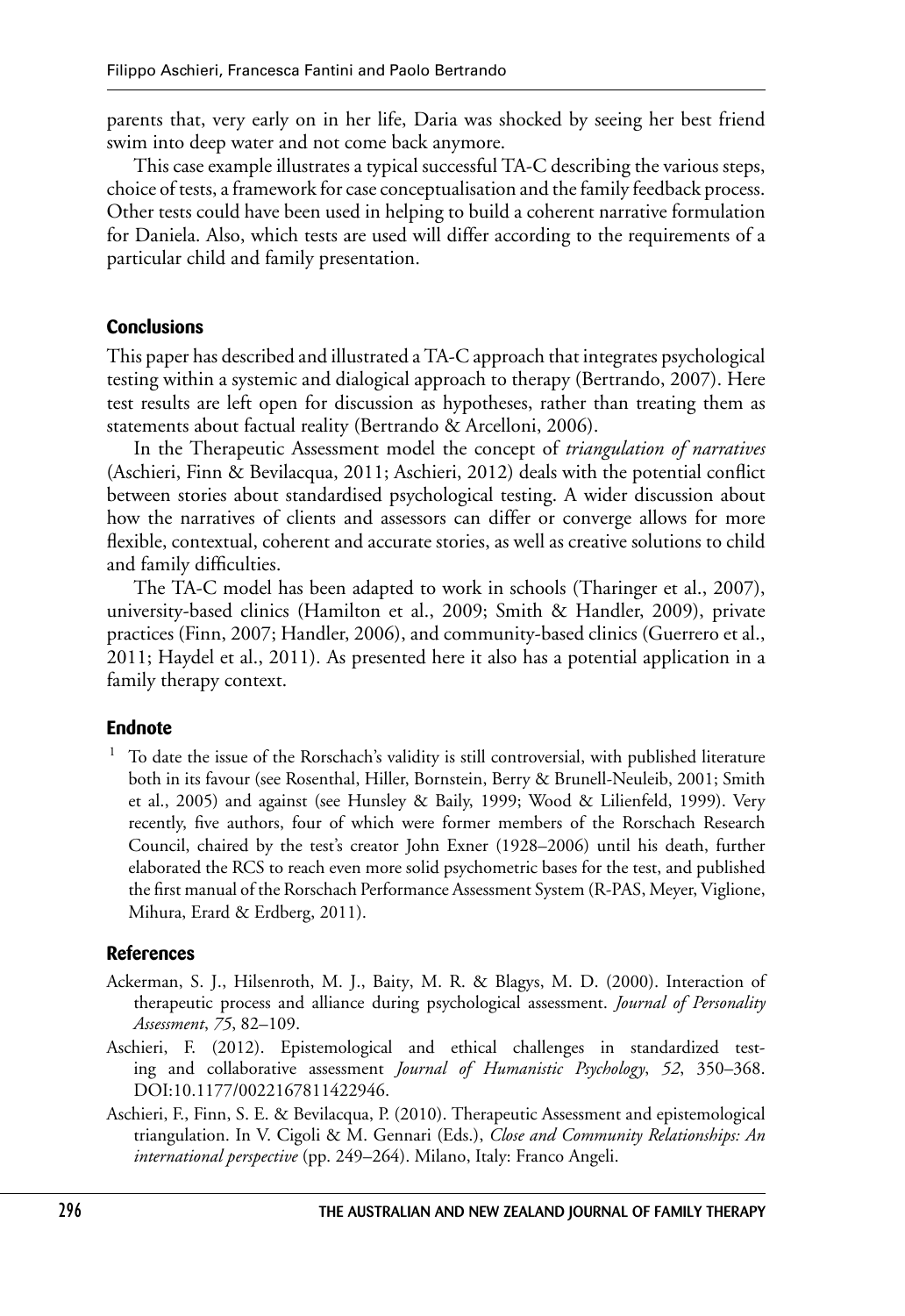parents that, very early on in her life, Daria was shocked by seeing her best friend swim into deep water and not come back anymore.

This case example illustrates a typical successful TA-C describing the various steps, choice of tests, a framework for case conceptualisation and the family feedback process. Other tests could have been used in helping to build a coherent narrative formulation for Daniela. Also, which tests are used will differ according to the requirements of a particular child and family presentation.

## Conclusions

This paper has described and illustrated a TA-C approach that integrates psychological testing within a systemic and dialogical approach to therapy (Bertrando, 2007). Here test results are left open for discussion as hypotheses, rather than treating them as statements about factual reality (Bertrando & Arcelloni, 2006).

In the Therapeutic Assessment model the concept of *triangulation of narratives* (Aschieri, Finn & Bevilacqua, 2011; Aschieri, 2012) deals with the potential conflict between stories about standardised psychological testing. A wider discussion about how the narratives of clients and assessors can differ or converge allows for more flexible, contextual, coherent and accurate stories, as well as creative solutions to child and family difficulties.

The TA-C model has been adapted to work in schools (Tharinger et al., 2007), university-based clinics (Hamilton et al., 2009; Smith & Handler, 2009), private practices (Finn, 2007; Handler, 2006), and community-based clinics (Guerrero et al., 2011; Haydel et al., 2011). As presented here it also has a potential application in a family therapy context.

## Endnote

[1] To date the issue of the Rorschach's validity is still controversial, with published literature both in its favour (see Rosenthal, Hiller, Bornstein, Berry & Brunell-Neuleib, 2001; Smith et al., 2005) and against (see Hunsley & Baily, 1999; Wood & Lilienfeld, 1999). Very recently, five authors, four of which were former members of the Rorschach Research Council, chaired by the test's creator John Exner (1928–2006) until his death, further elaborated the RCS to reach even more solid psychometric bases for the test, and published the first manual of the Rorschach Performance Assessment System (R-PAS, Meyer, Viglione, Mihura, Erard & Erdberg, 2011).

## References

Ackerman, S. J., Hilsenroth, M. J., Baity, M. R. & Blagys, M. D. (2000). Interaction of therapeutic process and alliance during psychological assessment. *Journal of Personality Assessment*, *75*, 82–109.

Aschieri, F. (2012). Epistemological and ethical challenges in standardized testing and collaborative assessment *Journal of Humanistic Psychology*, *52*, 350–368. DOI:10.1177/0022167811422946.

Aschieri, F., Finn, S. E. & Bevilacqua, P. (2010). Therapeutic Assessment and epistemological triangulation. In V. Cigoli & M. Gennari (Eds.), *Close and Community Relationships: An international perspective* (pp. 249–264). Milano, Italy: Franco Angeli.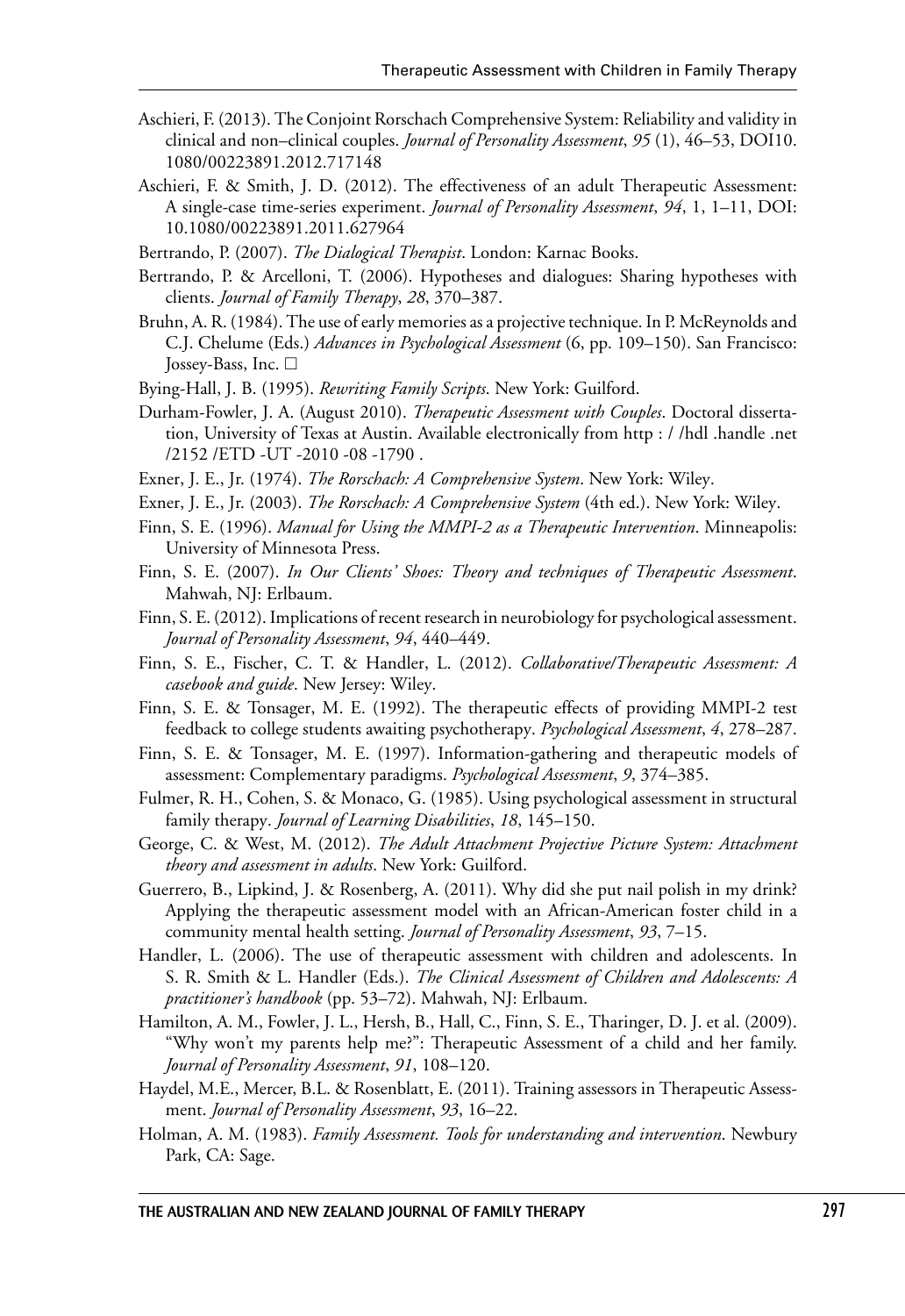Aschieri, F. (2013). The Conjoint Rorschach Comprehensive System: Reliability and validity in clinical and non–clinical couples. *Journal of Personality Assessment*, *95* (1), 46–53, DOI10. 1080/00223891.2012.717148

Aschieri, F. & Smith, J. D. (2012). The effectiveness of an adult Therapeutic Assessment: A single-case time-series experiment. *Journal of Personality Assessment*, *94*, 1, 1–11, DOI: 10.1080/00223891.2011.627964

Bertrando, P. (2007). *The Dialogical Therapist*. London: Karnac Books.

Bertrando, P. & Arcelloni, T. (2006). Hypotheses and dialogues: Sharing hypotheses with clients. *Journal of Family Therapy*, *28*, 370–387.

Bruhn, A. R. (1984). The use of early memories as a projective technique. In P. McReynolds and C.J. Chelume (Eds.) *Advances in Psychological Assessment* (6, pp. 109–150). San Francisco: Jossey-Bass, Inc. □

Bying-Hall, J. B. (1995). *Rewriting Family Scripts*. New York: Guilford.

Durham-Fowler, J. A. (August 2010). *Therapeutic Assessment with Couples*. Doctoral dissertation, University of Texas at Austin. Available electronically from http : / /hdl .handle .net /2152 /ETD -UT -2010 -08 -1790 .

Exner, J. E., Jr. (1974). *The Rorschach: A Comprehensive System*. New York: Wiley.

Exner, J. E., Jr. (2003). *The Rorschach: A Comprehensive System* (4th ed.). New York: Wiley.

Finn, S. E. (1996). *Manual for Using the MMPI-2 as a Therapeutic Intervention*. Minneapolis: University of Minnesota Press.

Finn, S. E. (2007). *In Our Clients' Shoes: Theory and techniques of Therapeutic Assessment*. Mahwah, NJ: Erlbaum.

Finn, S. E. (2012). Implications of recent research in neurobiology for psychological assessment. *Journal of Personality Assessment*, *94*, 440–449.

Finn, S. E., Fischer, C. T. & Handler, L. (2012). *Collaborative/Therapeutic Assessment: A casebook and guide*. New Jersey: Wiley.

Finn, S. E. & Tonsager, M. E. (1992). The therapeutic effects of providing MMPI-2 test feedback to college students awaiting psychotherapy. *Psychological Assessment*, *4*, 278–287.

Finn, S. E. & Tonsager, M. E. (1997). Information-gathering and therapeutic models of assessment: Complementary paradigms. *Psychological Assessment*, *9*, 374–385.

Fulmer, R. H., Cohen, S. & Monaco, G. (1985). Using psychological assessment in structural family therapy. *Journal of Learning Disabilities*, *18*, 145–150.

George, C. & West, M. (2012). *The Adult Attachment Projective Picture System: Attachment theory and assessment in adults*. New York: Guilford.

Guerrero, B., Lipkind, J. & Rosenberg, A. (2011). Why did she put nail polish in my drink? Applying the therapeutic assessment model with an African-American foster child in a community mental health setting. *Journal of Personality Assessment*, *93*, 7–15.

Handler, L. (2006). The use of therapeutic assessment with children and adolescents. In S. R. Smith & L. Handler (Eds.). *The Clinical Assessment of Children and Adolescents: A practitioner's handbook* (pp. 53–72). Mahwah, NJ: Erlbaum.

Hamilton, A. M., Fowler, J. L., Hersh, B., Hall, C., Finn, S. E., Tharinger, D. J. et al. (2009). "Why won't my parents help me?": Therapeutic Assessment of a child and her family. *Journal of Personality Assessment*, *91*, 108–120.

Haydel, M.E., Mercer, B.L. & Rosenblatt, E. (2011). Training assessors in Therapeutic Assessment. *Journal of Personality Assessment*, *93*, 16–22.

Holman, A. M. (1983). *Family Assessment. Tools for understanding and intervention*. Newbury Park, CA: Sage.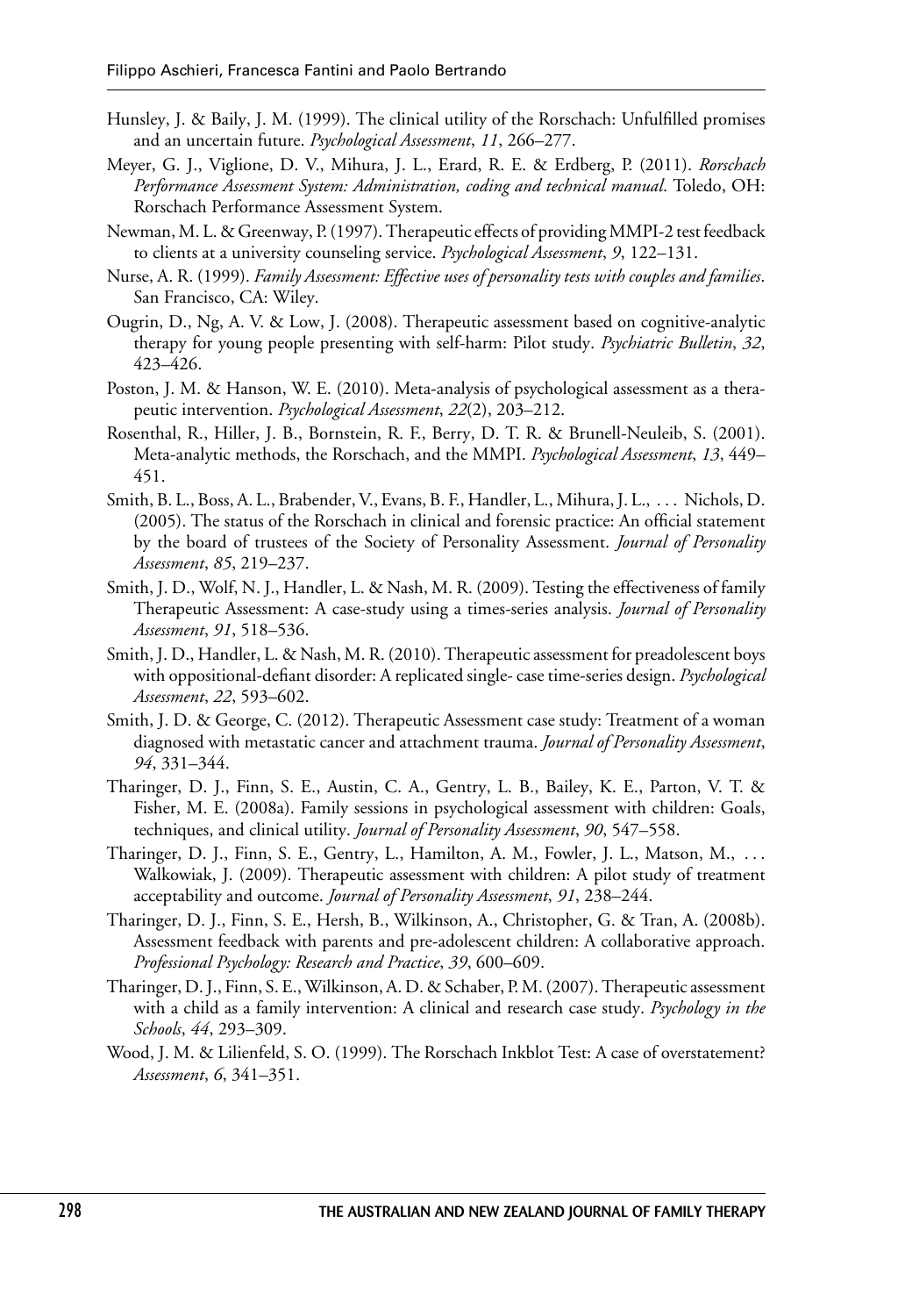Hunsley, J. & Baily, J. M. (1999). The clinical utility of the Rorschach: Unfulfilled promises and an uncertain future. *Psychological Assessment*, *11*, 266–277.

Meyer, G. J., Viglione, D. V., Mihura, J. L., Erard, R. E. & Erdberg, P. (2011). *Rorschach Performance Assessment System: Administration, coding and technical manual*. Toledo, OH: Rorschach Performance Assessment System.

Newman, M. L. & Greenway, P. (1997). Therapeutic effects of providing MMPI-2 test feedback to clients at a university counseling service. *Psychological Assessment*, *9*, 122–131.

Nurse, A. R. (1999). *Family Assessment: Effective uses of personality tests with couples and families*. San Francisco, CA: Wiley.

Ougrin, D., Ng, A. V. & Low, J. (2008). Therapeutic assessment based on cognitive-analytic therapy for young people presenting with self-harm: Pilot study. *Psychiatric Bulletin*, *32*, 423–426.

Poston, J. M. & Hanson, W. E. (2010). Meta-analysis of psychological assessment as a therapeutic intervention. *Psychological Assessment*, *22*(2), 203–212.

Rosenthal, R., Hiller, J. B., Bornstein, R. F., Berry, D. T. R. & Brunell-Neuleib, S. (2001). Meta-analytic methods, the Rorschach, and the MMPI. *Psychological Assessment*, *13*, 449–451.

Smith, B. L., Boss, A. L., Brabender, V., Evans, B. F., Handler, L., Mihura, J. L., . . . Nichols, D. (2005). The status of the Rorschach in clinical and forensic practice: An official statement by the board of trustees of the Society of Personality Assessment. *Journal of Personality Assessment*, *85*, 219–237.

Smith, J. D., Wolf, N. J., Handler, L. & Nash, M. R. (2009). Testing the effectiveness of family Therapeutic Assessment: A case-study using a times-series analysis. *Journal of Personality Assessment*, *91*, 518–536.

Smith, J. D., Handler, L. & Nash, M. R. (2010). Therapeutic assessment for preadolescent boys with oppositional-defiant disorder: A replicated single- case time-series design. *Psychological Assessment*, *22*, 593–602.

Smith, J. D. & George, C. (2012). Therapeutic Assessment case study: Treatment of a woman diagnosed with metastatic cancer and attachment trauma. *Journal of Personality Assessment*, *94*, 331–344.

Tharinger, D. J., Finn, S. E., Austin, C. A., Gentry, L. B., Bailey, K. E., Parton, V. T. & Fisher, M. E. (2008a). Family sessions in psychological assessment with children: Goals, techniques, and clinical utility. *Journal of Personality Assessment*, *90*, 547–558.

Tharinger, D. J., Finn, S. E., Gentry, L., Hamilton, A. M., Fowler, J. L., Matson, M., . . . Walkowiak, J. (2009). Therapeutic assessment with children: A pilot study of treatment acceptability and outcome. *Journal of Personality Assessment*, *91*, 238–244.

Tharinger, D. J., Finn, S. E., Hersh, B., Wilkinson, A., Christopher, G. & Tran, A. (2008b). Assessment feedback with parents and pre-adolescent children: A collaborative approach. *Professional Psychology: Research and Practice*, *39*, 600–609.

Tharinger, D. J., Finn, S. E., Wilkinson, A. D. & Schaber, P. M. (2007). Therapeutic assessment with a child as a family intervention: A clinical and research case study. *Psychology in the Schools*, *44*, 293–309.

Wood, J. M. & Lilienfeld, S. O. (1999). The Rorschach Inkblot Test: A case of overstatement? *Assessment*, *6*, 341–351.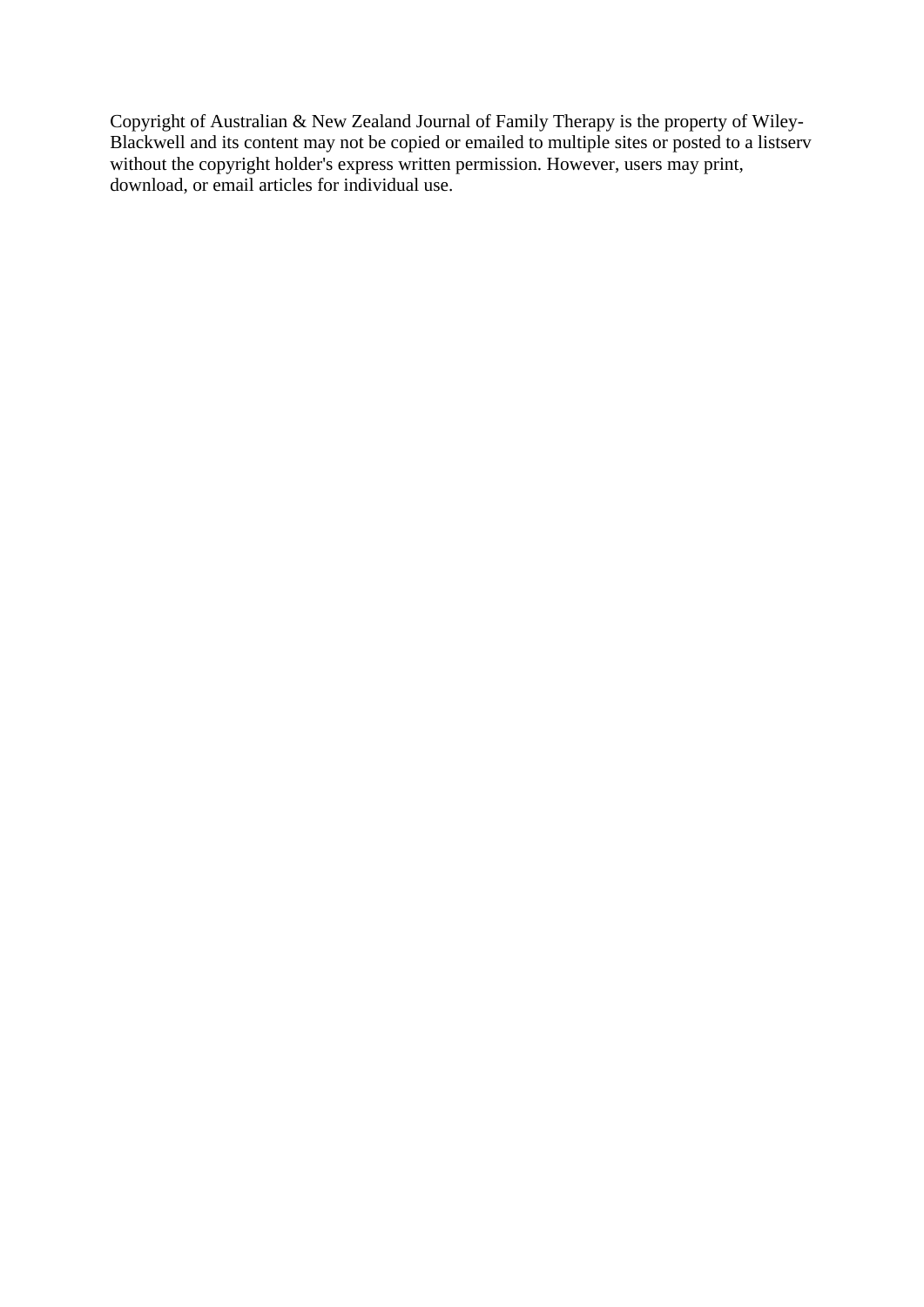Copyright of Australian & New Zealand Journal of Family Therapy is the property of Wiley-Blackwell and its content may not be copied or emailed to multiple sites or posted to a listserv without the copyright holder's express written permission. However, users may print, download, or email articles for individual use.